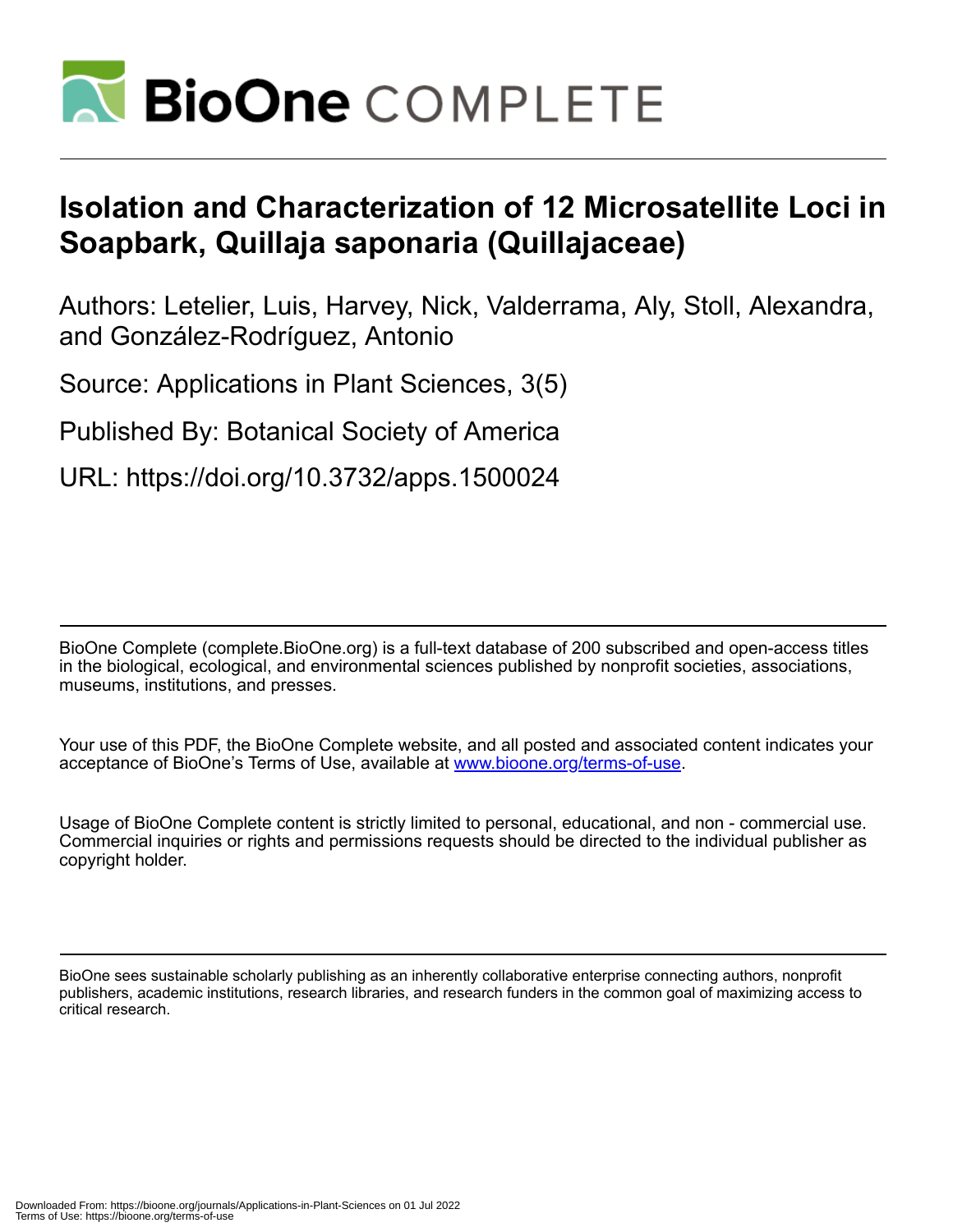# Isolation and Characterization of 12 Microsatellite Loci in Soapbark, Quillaja saponaria (Quillajaceae)

Authors: Letelier, Luis, Harvey, Nick, Valderrama, Aly, Stoll, Alexandra, and González-Rodríguez, Antonio

Source: Applications in Plant Sciences, 3(5)

Published By: Botanical Society of America

URL: https://doi.org/10.3732/apps.1500024

BioOne Complete (complete.BioOne.org) is a full-text database of 200 subscribed and open-access titles in the biological, ecological, and environmental sciences published by nonprofit societies, associations, museums, institutions, and presses.

Your use of this PDF, the BioOne Complete website, and all posted and associated content indicates your acceptance of BioOne's Terms of Use, available at www.bioone.org/terms-of-use.

Usage of BioOne Complete content is strictly limited to personal, educational, and non - commercial use. Commercial inquiries or rights and permissions requests should be directed to the individual publisher as copyright holder.

BioOne sees sustainable scholarly publishing as an inherently collaborative enterprise connecting authors, nonprofit publishers, academic institutions, research libraries, and research funders in the common goal of maximizing access to critical research.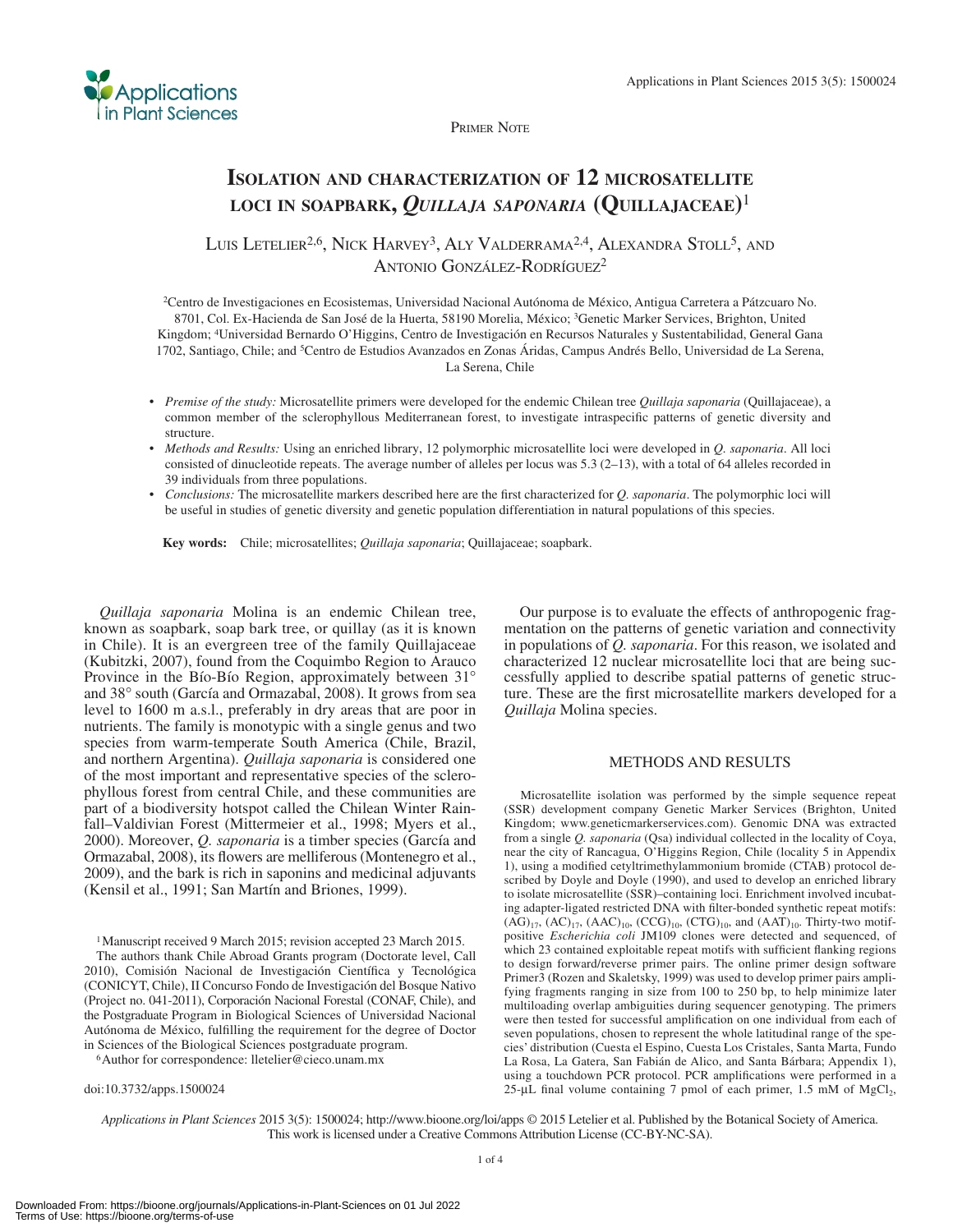Primer Note

# Isolation and characterization of 12 microsatellite loci in soapbark, *Quillaja saponaria* (Quillajaceae)[1]

Luis Letelier[2,6], Nick Harvey[3], Aly Valderrama[2,4], Alexandra Stoll[5], and Antonio González-Rodríguez[2]

[2]Centro de Investigaciones en Ecosistemas, Universidad Nacional Autónoma de México, Antigua Carretera a Pátzcuaro No. 8701, Col. Ex-Hacienda de San José de la Huerta, 58190 Morelia, México; [3]Genetic Marker Services, Brighton, United Kingdom; [4]Universidad Bernardo O'Higgins, Centro de Investigación en Recursos Naturales y Sustentabilidad, General Gana 1702, Santiago, Chile; and [5]Centro de Estudios Avanzados en Zonas Áridas, Campus Andrés Bello, Universidad de La Serena, La Serena, Chile

- *Premise of the study:* Microsatellite primers were developed for the endemic Chilean tree *Quillaja saponaria* (Quillajaceae), a common member of the sclerophyllous Mediterranean forest, to investigate intraspecific patterns of genetic diversity and structure.
- *Methods and Results:* Using an enriched library, 12 polymorphic microsatellite loci were developed in *Q. saponaria*. All loci consisted of dinucleotide repeats. The average number of alleles per locus was 5.3 (2–13), with a total of 64 alleles recorded in 39 individuals from three populations.
- *Conclusions:* The microsatellite markers described here are the first characterized for *Q. saponaria*. The polymorphic loci will be useful in studies of genetic diversity and genetic population differentiation in natural populations of this species.

**Key words:** Chile; microsatellites; *Quillaja saponaria*; Quillajaceae; soapbark.

*Quillaja saponaria* Molina is an endemic Chilean tree, known as soapbark, soap bark tree, or quillay (as it is known in Chile). It is an evergreen tree of the family Quillajaceae (Kubitzki, 2007), found from the Coquimbo Region to Arauco Province in the Bío-Bío Region, approximately between 31° and 38° south (García and Ormazabal, 2008). It grows from sea level to 1600 m a.s.l., preferably in dry areas that are poor in nutrients. The family is monotypic with a single genus and two species from warm-temperate South America (Chile, Brazil, and northern Argentina). *Quillaja saponaria* is considered one of the most important and representative species of the sclerophyllous forest from central Chile, and these communities are part of a biodiversity hotspot called the Chilean Winter Rainfall–Valdivian Forest (Mittermeier et al., 1998; Myers et al., 2000). Moreover, *Q. saponaria* is a timber species (García and Ormazabal, 2008), its flowers are melliferous (Montenegro et al., 2009), and the bark is rich in saponins and medicinal adjuvants (Kensil et al., 1991; San Martín and Briones, 1999).

[1]Manuscript received 9 March 2015; revision accepted 23 March 2015.

The authors thank Chile Abroad Grants program (Doctorate level, Call 2010), Comisión Nacional de Investigación Científica y Tecnológica (CONICYT, Chile), II Concurso Fondo de Investigación del Bosque Nativo (Project no. 041-2011), Corporación Nacional Forestal (CONAF, Chile), and the Postgraduate Program in Biological Sciences of Universidad Nacional Autónoma de México, fulfilling the requirement for the degree of Doctor in Sciences of the Biological Sciences postgraduate program.

[6]Author for correspondence: lletelier@cieco.unam.mx

doi:10.3732/apps.1500024

Our purpose is to evaluate the effects of anthropogenic fragmentation on the patterns of genetic variation and connectivity in populations of *Q. saponaria*. For this reason, we isolated and characterized 12 nuclear microsatellite loci that are being successfully applied to describe spatial patterns of genetic structure. These are the first microsatellite markers developed for a *Quillaja* Molina species.

## METHODS AND RESULTS

Microsatellite isolation was performed by the simple sequence repeat (SSR) development company Genetic Marker Services (Brighton, United Kingdom; www.geneticmarkerservices.com). Genomic DNA was extracted from a single *Q. saponaria* (Qsa) individual collected in the locality of Coya, near the city of Rancagua, O'Higgins Region, Chile (locality 5 in Appendix 1), using a modified cetyltrimethylammonium bromide (CTAB) protocol described by Doyle and Doyle (1990), and used to develop an enriched library to isolate microsatellite (SSR)–containing loci. Enrichment involved incubating adapter-ligated restricted DNA with filter-bonded synthetic repeat motifs: $(AG)_{17}$, $(AC)_{17}$, $(AAC)_{10}$, $(CCG)_{10}$, $(CTG)_{10}$, and $(AAT)_{10}$. Thirty-two motif-positive *Escherichia coli* JM109 clones were detected and sequenced, of which 23 contained exploitable repeat motifs with sufficient flanking regions to design forward/reverse primer pairs. The online primer design software Primer3 (Rozen and Skaletsky, 1999) was used to develop primer pairs amplifying fragments ranging in size from 100 to 250 bp, to help minimize later multiloading overlap ambiguities during sequencer genotyping. The primers were then tested for successful amplification on one individual from each of seven populations, chosen to represent the whole latitudinal range of the species' distribution (Cuesta el Espino, Cuesta Los Cristales, Santa Marta, Fundo La Rosa, La Gatera, San Fabián de Alico, and Santa Bárbara; Appendix 1), using a touchdown PCR protocol. PCR amplifications were performed in a 25-μL final volume containing 7 pmol of each primer, 1.5 mM of $MgCl_2$,

*Applications in Plant Sciences* 2015 3(5): 1500024; http://www.bioone.org/loi/apps © 2015 Letelier et al. Published by the Botanical Society of America. This work is licensed under a Creative Commons Attribution License (CC-BY-NC-SA).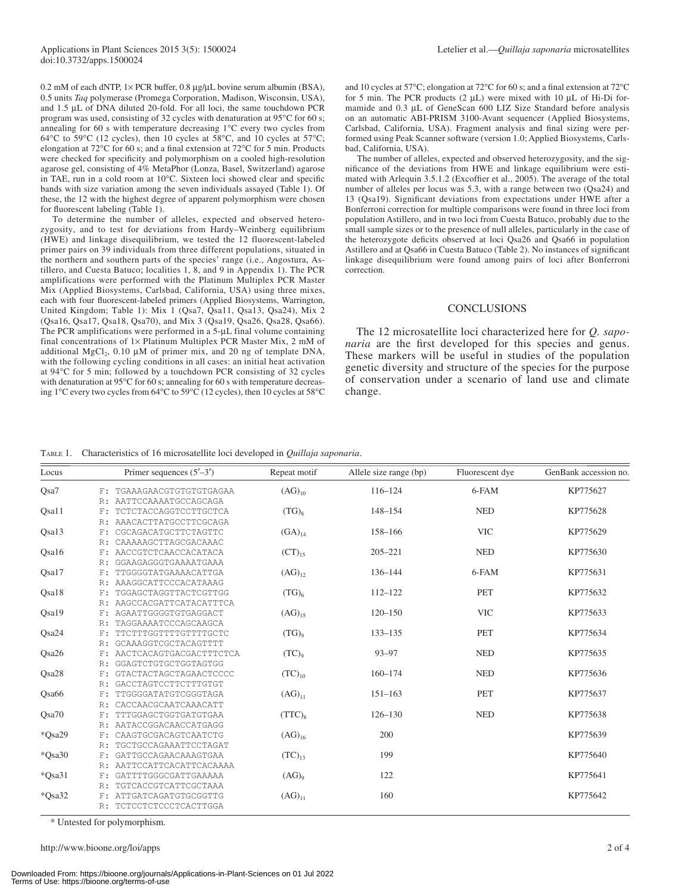0.2 mM of each dNTP, 1× PCR buffer, 0.8 μg/μL bovine serum albumin (BSA), 0.5 units *Taq* polymerase (Promega Corporation, Madison, Wisconsin, USA), and 1.5 μL of DNA diluted 20-fold. For all loci, the same touchdown PCR program was used, consisting of 32 cycles with denaturation at 95°C for 60 s; annealing for 60 s with temperature decreasing 1°C every two cycles from 64°C to 59°C (12 cycles), then 10 cycles at 58°C, and 10 cycles at 57°C; elongation at 72°C for 60 s; and a final extension at 72°C for 5 min. Products were checked for specificity and polymorphism on a cooled high-resolution agarose gel, consisting of 4% MetaPhor (Lonza, Basel, Switzerland) agarose in TAE, run in a cold room at 10°C. Sixteen loci showed clear and specific bands with size variation among the seven individuals assayed (Table 1). Of these, the 12 with the highest degree of apparent polymorphism were chosen for fluorescent labeling (Table 1).

To determine the number of alleles, expected and observed heterozygosity, and to test for deviations from Hardy–Weinberg equilibrium (HWE) and linkage disequilibrium, we tested the 12 fluorescent-labeled primer pairs on 39 individuals from three different populations, situated in the northern and southern parts of the species' range (i.e., Angostura, Astillero, and Cuesta Batuco; localities 1, 8, and 9 in Appendix 1). The PCR amplifications were performed with the Platinum Multiplex PCR Master Mix (Applied Biosystems, Carlsbad, California, USA) using three mixes, each with four fluorescent-labeled primers (Applied Biosystems, Warrington, United Kingdom; Table 1): Mix 1 (Qsa7, Qsa11, Qsa13, Qsa24), Mix 2 (Qsa16, Qsa17, Qsa18, Qsa70), and Mix 3 (Qsa19, Qsa26, Qsa28, Qsa66). The PCR amplifications were performed in a 5-μL final volume containing final concentrations of 1× Platinum Multiplex PCR Master Mix, 2 mM of additional $MgCl_2$, 0.10 μM of primer mix, and 20 ng of template DNA, with the following cycling conditions in all cases: an initial heat activation at 94°C for 5 min; followed by a touchdown PCR consisting of 32 cycles with denaturation at 95°C for 60 s; annealing for 60 s with temperature decreasing 1°C every two cycles from 64°C to 59°C (12 cycles), then 10 cycles at 58°C and 10 cycles at 57°C; elongation at 72°C for 60 s; and a final extension at 72°C for 5 min. The PCR products (2 μL) were mixed with 10 μL of Hi-Di formamide and 0.3 μL of GeneScan 600 LIZ Size Standard before analysis on an automatic ABI-PRISM 3100-Avant sequencer (Applied Biosystems, Carlsbad, California, USA). Fragment analysis and final sizing were performed using Peak Scanner software (version 1.0; Applied Biosystems, Carlsbad, California, USA).

The number of alleles, expected and observed heterozygosity, and the significance of the deviations from HWE and linkage equilibrium were estimated with Arlequin 3.5.1.2 (Excoffier et al., 2005). The average of the total number of alleles per locus was 5.3, with a range between two (Qsa24) and 13 (Qsa19). Significant deviations from expectations under HWE after a Bonferroni correction for multiple comparisons were found in three loci from population Astillero, and in two loci from Cuesta Batuco, probably due to the small sample sizes or to the presence of null alleles, particularly in the case of the heterozygote deficits observed at loci Qsa26 and Qsa66 in population Astillero and at Qsa66 in Cuesta Batuco (Table 2). No instances of significant linkage disequilibrium were found among pairs of loci after Bonferroni correction.

## CONCLUSIONS

The 12 microsatellite loci characterized here for *Q. saponaria* are the first developed for this species and genus. These markers will be useful in studies of the population genetic diversity and structure of the species for the purpose of conservation under a scenario of land use and climate change.

Table 1. Characteristics of 16 microsatellite loci developed in *Quillaja saponaria*.

| Locus | Primer sequences (5′–3′) | Repeat motif | Allele size range (bp) | Fluorescent dye | GenBank accession no. |
|---|---|---|---|---|---|
| Qsa7 | F: TGAAAGAACGTGTGTGTGAGAA<br>R: AATTCCAAAATGCCAGCAGA | $(AG)_{10}$ | 116–124 | 6-FAM | KP775627 |
| Qsa11 | F: TCTCTACCAGGTCCTTGCTCA<br>R: AAACACTTATGCCTTCGCAGA | $(TG)_8$ | 148–154 | NED | KP775628 |
| Qsa13 | F: CGCAGACATGCTTCTAGTTC<br>R: CAAAAAGCTTAGCGACAAAC | $(GA)_{14}$ | 158–166 | VIC | KP775629 |
| Qsa16 | F: AACCGTCTCAACCACATACA<br>R: GGAAGAGGGTGAAAATGAAA | $(CT)_{15}$ | 205–221 | NED | KP775630 |
| Qsa17 | F: TTGGGGTATGAAAACATTGA<br>R: AAAGGCATTCCCACATAAAG | $(AG)_{12}$ | 136–144 | 6-FAM | KP775631 |
| Qsa18 | F: TGGAGCTAGGTTACTCGTTGG<br>R: AAGCCACGATTCATACATTTCA | $(TG)_6$ | 112–122 | PET | KP775632 |
| Qsa19 | F: AGAATTGGGGTGTGAGGACT<br>R: TAGGAAAATCCCAGCAAGCA | $(AG)_{15}$ | 120–150 | VIC | KP775633 |
| Qsa24 | F: TTCTTTGGTTTTGTTTTGCTC<br>R: GCAAAGGTCGCTACAGTTTT | $(TG)_9$ | 133–135 | PET | KP775634 |
| Qsa26 | F: AACTCACAGTGACGACTTTCTCA<br>R: GGAGTCTGTGCTGGTAGTGG | $(TC)_9$ | 93–97 | NED | KP775635 |
| Qsa28 | F: GTACTACTAGCTAGAACTCCCC<br>R: GACCTAGTCCTTCTTTGTGT | $(TC)_{10}$ | 160–174 | NED | KP775636 |
| Qsa66 | F: TTGGGGATATGTCGGGTAGA<br>R: CACCAACGCAATCAAACATT | $(AG)_{11}$ | 151–163 | PET | KP775637 |
| Qsa70 | F: TTTGGAGCTGGTGATGTGAA<br>R: AATACCGGACAACCATGAGG | $(TTC)_8$ | 126–130 | NED | KP775638 |
| *Qsa29 | F: CAAGTGCGACAGTCAATCTG<br>R: TGCTGCCAGAAATTCCTAGAT | $(AG)_{16}$ | 200 | | KP775639 |
| *Qsa30 | F: GATTGCCAGAACAAAGTGAA<br>R: AATTCCATTCACATTCACAAAA | $(TC)_{13}$ | 199 | | KP775640 |
| *Qsa31 | F: GATTTTGGGCGATTGAAAAA<br>R: TGTCACCGTCATTCGCTAAA | $(AG)_9$ | 122 | | KP775641 |
| *Qsa32 | F: ATTGATCAGATGTGCGGTTG<br>R: TCTCCTCTCCCTCACTTGGA | $(AG)_{11}$ | 160 | | KP775642 |

* Untested for polymorphism.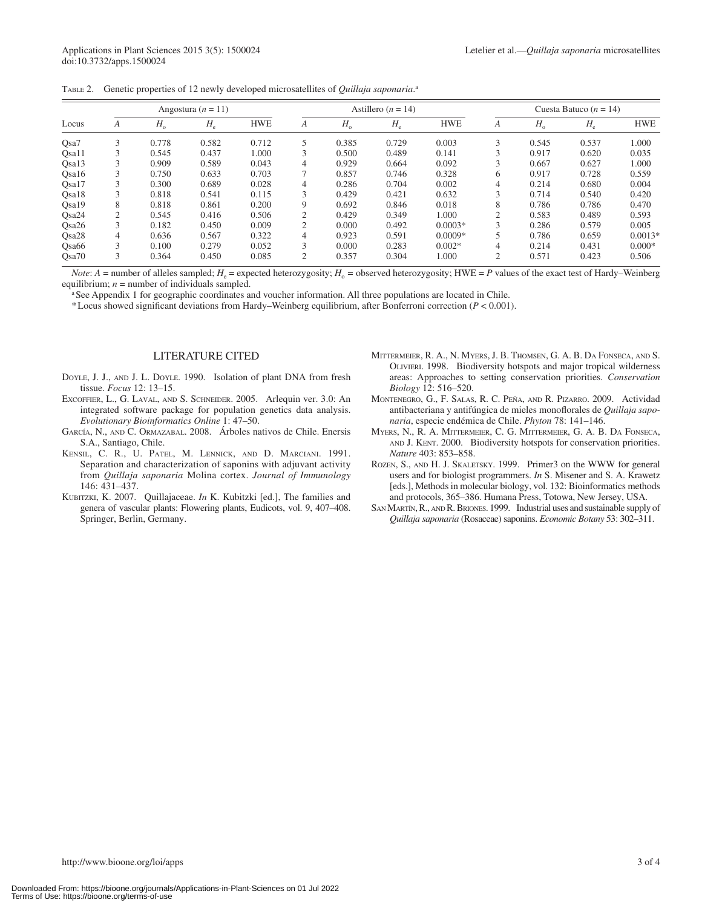Table 2. Genetic properties of 12 newly developed microsatellites of *Quillaja saponaria*.[a]

| Locus | Angostura ($n$ = 11) | | | | Astillero ($n$ = 14) | | | | Cuesta Batuco ($n$ = 14) | | | |
|---|---|---|---|---|---|---|---|---|---|---|---|---|
| | $A$ | $H_o$ | $H_e$ | HWE | $A$ | $H_o$ | $H_e$ | HWE | $A$ | $H_o$ | $H_e$ | HWE |
| Qsa7 | 3 | 0.778 | 0.582 | 0.712 | 5 | 0.385 | 0.729 | 0.003 | 3 | 0.545 | 0.537 | 1.000 |
| Qsa11 | 3 | 0.545 | 0.437 | 1.000 | 3 | 0.500 | 0.489 | 0.141 | 3 | 0.917 | 0.620 | 0.035 |
| Qsa13 | 3 | 0.909 | 0.589 | 0.043 | 4 | 0.929 | 0.664 | 0.092 | 3 | 0.667 | 0.627 | 1.000 |
| Qsa16 | 3 | 0.750 | 0.633 | 0.703 | 7 | 0.857 | 0.746 | 0.328 | 6 | 0.917 | 0.728 | 0.559 |
| Qsa17 | 3 | 0.300 | 0.689 | 0.028 | 4 | 0.286 | 0.704 | 0.002 | 4 | 0.214 | 0.680 | 0.004 |
| Qsa18 | 3 | 0.818 | 0.541 | 0.115 | 3 | 0.429 | 0.421 | 0.632 | 3 | 0.714 | 0.540 | 0.420 |
| Qsa19 | 8 | 0.818 | 0.861 | 0.200 | 9 | 0.692 | 0.846 | 0.018 | 8 | 0.786 | 0.786 | 0.470 |
| Qsa24 | 2 | 0.545 | 0.416 | 0.506 | 2 | 0.429 | 0.349 | 1.000 | 2 | 0.583 | 0.489 | 0.593 |
| Qsa26 | 3 | 0.182 | 0.450 | 0.009 | 2 | 0.000 | 0.492 | 0.0003* | 3 | 0.286 | 0.579 | 0.005 |
| Qsa28 | 4 | 0.636 | 0.567 | 0.322 | 4 | 0.923 | 0.591 | 0.0009* | 5 | 0.786 | 0.659 | 0.0013* |
| Qsa66 | 3 | 0.100 | 0.279 | 0.052 | 3 | 0.000 | 0.283 | 0.002* | 4 | 0.214 | 0.431 | 0.000* |
| Qsa70 | 3 | 0.364 | 0.450 | 0.085 | 2 | 0.357 | 0.304 | 1.000 | 2 | 0.571 | 0.423 | 0.506 |

*Note*: $A$ = number of alleles sampled; $H_e$ = expected heterozygosity; $H_o$ = observed heterozygosity; HWE = $P$ values of the exact test of Hardy–Weinberg equilibrium; $n$ = number of individuals sampled.

[a] See Appendix 1 for geographic coordinates and voucher information. All three populations are located in Chile.

\* Locus showed significant deviations from Hardy–Weinberg equilibrium, after Bonferroni correction ($P < 0.001$).

## LITERATURE CITED

Doyle, J. J., and J. L. Doyle. 1990. Isolation of plant DNA from fresh tissue. *Focus* 12: 13–15.

Excoffier, L., G. Laval, and S. Schneider. 2005. Arlequin ver. 3.0: An integrated software package for population genetics data analysis. *Evolutionary Bioinformatics Online* 1: 47–50.

García, N., and C. Ormazabal. 2008. Árboles nativos de Chile. Enersis S.A., Santiago, Chile.

Kensil, C. R., U. Patel, M. Lennick, and D. Marciani. 1991. Separation and characterization of saponins with adjuvant activity from *Quillaja saponaria* Molina cortex. *Journal of Immunology* 146: 431–437.

Kubitzki, K. 2007. Quillajaceae. *In* K. Kubitzki [ed.], The families and genera of vascular plants: Flowering plants, Eudicots, vol. 9, 407–408. Springer, Berlin, Germany.

Mittermeier, R. A., N. Myers, J. B. Thomsen, G. A. B. Da Fonseca, and S. Olivieri. 1998. Biodiversity hotspots and major tropical wilderness areas: Approaches to setting conservation priorities. *Conservation Biology* 12: 516–520.

Montenegro, G., F. Salas, R. C. Peña, and R. Pizarro. 2009. Actividad antibacteriana y antifúngica de mieles monoflorales de *Quillaja saponaria*, especie endémica de Chile. *Phyton* 78: 141–146.

Myers, N., R. A. Mittermeier, C. G. Mittermeier, G. A. B. Da Fonseca, and J. Kent. 2000. Biodiversity hotspots for conservation priorities. *Nature* 403: 853–858.

Rozen, S., and H. J. Skaletsky. 1999. Primer3 on the WWW for general users and for biologist programmers. *In* S. Misener and S. A. Krawetz [eds.], Methods in molecular biology, vol. 132: Bioinformatics methods and protocols, 365–386. Humana Press, Totowa, New Jersey, USA.

San Martín, R., and R. Briones. 1999. Industrial uses and sustainable supply of *Quillaja saponaria* (Rosaceae) saponins. *Economic Botany* 53: 302–311.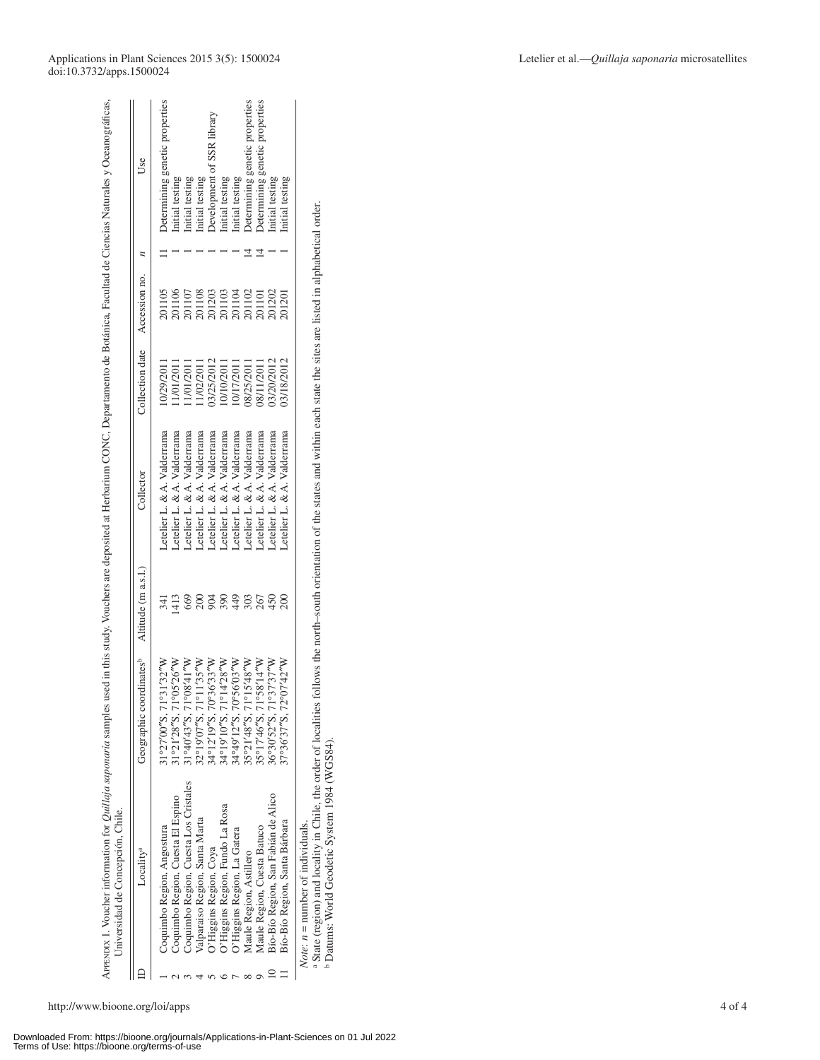APPENDIX 1. Voucher information for *Quillaja saponaria* samples used in this study. Vouchers are deposited at Herbarium CONC, Departamento de Botánica, Facultad de Ciencias Naturales y Oceanográficas, Universidad de Concepción, Chile.

| ID | Locality[a] | Geographic coordinates[b] | Altitude (m a.s.l.) | Collector | Collection date | Accession no. | *n* | Use |
|---|---|---|---|---|---|---|---|---|
| 1 | Coquimbo Region, Angostura | 31°27′00″S, 71°31′32″W | 341 | Letelier L. & A. Valderrama | 10/29/2011 | 201105 | 11 | Determining genetic properties |
| 2 | Coquimbo Region, Cuesta El Espino | 31°21′28″S, 71°05′26″W | 1413 | Letelier L. & A. Valderrama | 11/01/2011 | 201106 | 1 | Initial testing |
| 3 | Coquimbo Region, Cuesta Los Cristales | 31°40′43″S, 71°08′41″W | 669 | Letelier L. & A. Valderrama | 11/01/2011 | 201107 | 1 | Initial testing |
| 4 | Valparaíso Region, Santa Marta | 32°19′07″S, 71°11′35″W | 200 | Letelier L. & A. Valderrama | 11/02/2011 | 201108 | 1 | Initial testing |
| 5 | O'Higgins Region, Coya | 34°12′19″S, 70°36′33″W | 904 | Letelier L. & A. Valderrama | 03/25/2012 | 201203 | 1 | Development of SSR library |
| 6 | O'Higgins Region, Fundo La Rosa | 34°19′10″S, 71°14′28″W | 390 | Letelier L. & A. Valderrama | 10/10/2011 | 201103 | 1 | Initial testing |
| 7 | O'Higgins Region, La Gatera | 34°49′12″S, 70°56′03″W | 449 | Letelier L. & A. Valderrama | 10/17/2011 | 201104 | 1 | Initial testing |
| 8 | Maule Region, Astillero | 35°21′48″S, 71°15′48″W | 303 | Letelier L. & A. Valderrama | 08/25/2011 | 201102 | 14 | Determining genetic properties |
| 9 | Maule Region, Cuesta Batuco | 35°17′46″S, 71°58′14″W | 267 | Letelier L. & A. Valderrama | 08/11/2011 | 201101 | 14 | Determining genetic properties |
| 10 | Bío-Bío Region, San Fabián de Alico | 36°30′52″S, 71°37′37″W | 450 | Letelier L. & A. Valderrama | 03/20/2012 | 201202 | 1 | Initial testing |
| 11 | Bío-Bío Region, Santa Bárbara | 37°36′37″S, 72°07′42″W | 200 | Letelier L. & A. Valderrama | 03/18/2012 | 201201 | 1 | Initial testing |

*Note*: *n* = number of individuals.

[a] State (region) and locality in Chile, the order of localities follows the north–south orientation of the states and within each state the sites are listed in alphabetical order.

[b] Datums: World Geodetic System 1984 (WGS84).